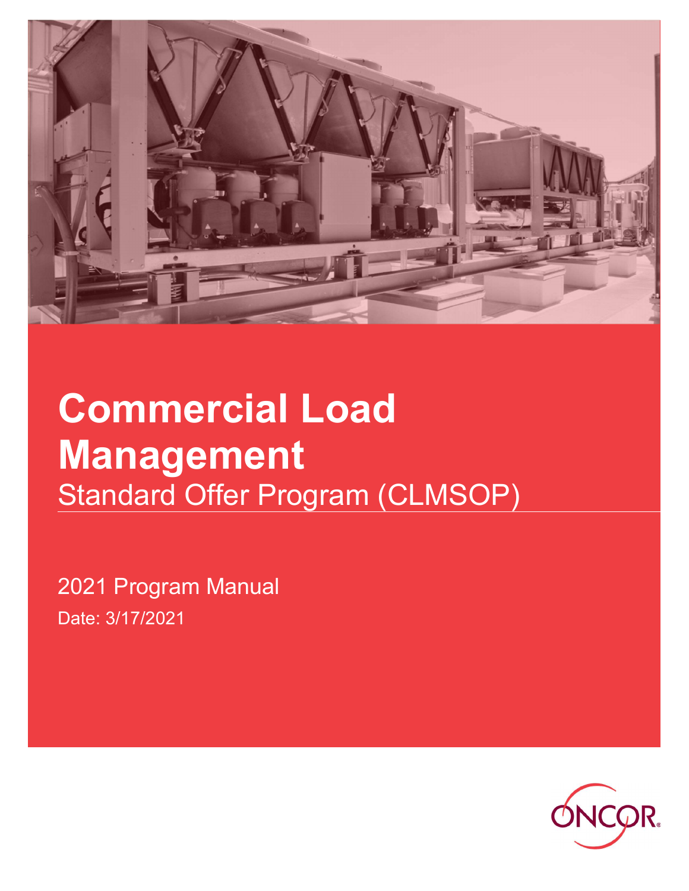# Commercial Load Management

## Standard Offer Program (CLMSOP)

2021 Program Manual

Date: 3/17/2021

ONCOR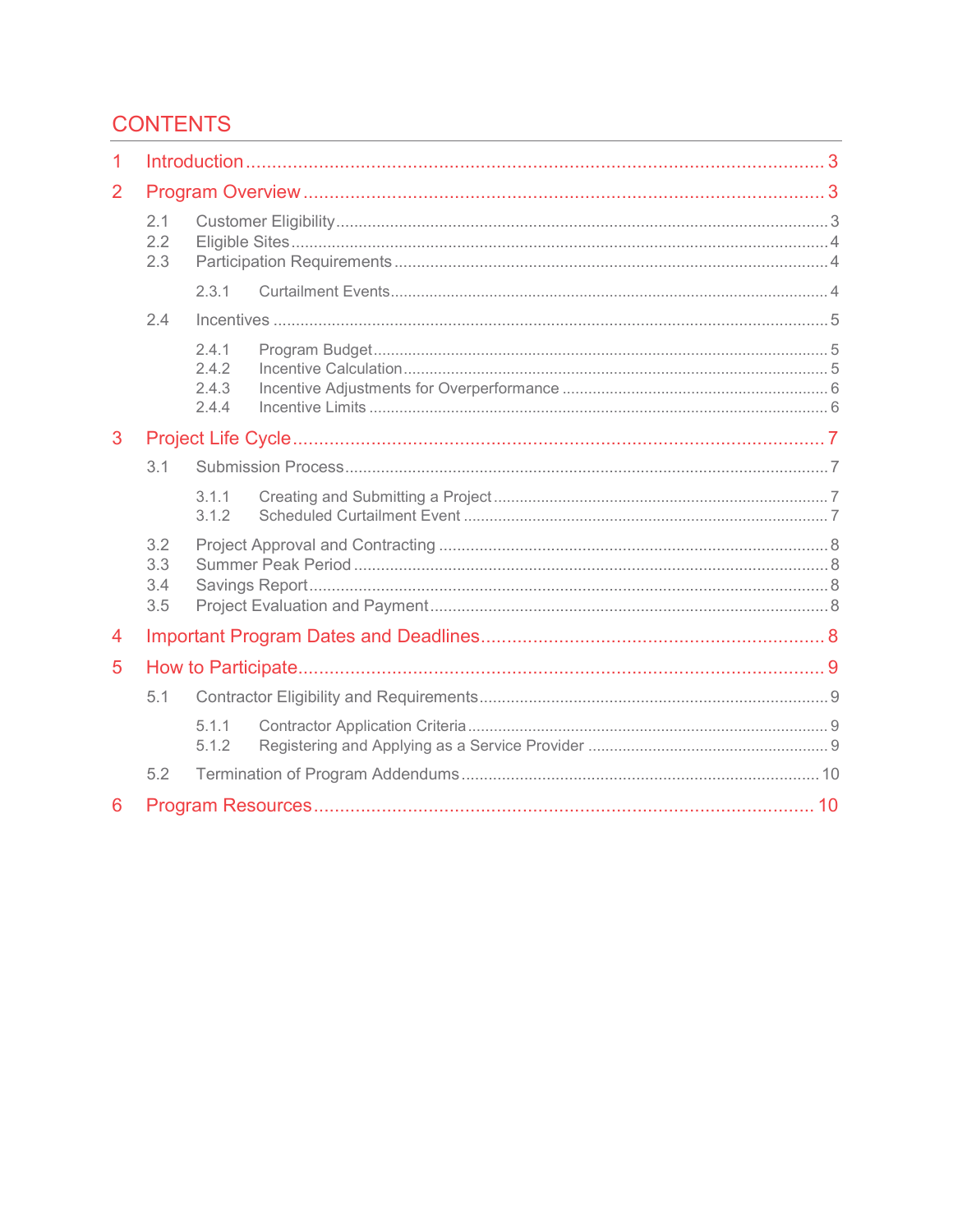# CONTENTS

1 Introduction .......... 3

2 Program Overview .......... 3

- 2.1 Customer Eligibility .......... 3
- 2.2 Eligible Sites .......... 4
- 2.3 Participation Requirements .......... 4
  - 2.3.1 Curtailment Events .......... 4
- 2.4 Incentives .......... 5
  - 2.4.1 Program Budget .......... 5
  - 2.4.2 Incentive Calculation .......... 5
  - 2.4.3 Incentive Adjustments for Overperformance .......... 6
  - 2.4.4 Incentive Limits .......... 6

3 Project Life Cycle .......... 7

- 3.1 Submission Process .......... 7
  - 3.1.1 Creating and Submitting a Project .......... 7
  - 3.1.2 Scheduled Curtailment Event .......... 7
- 3.2 Project Approval and Contracting .......... 8
- 3.3 Summer Peak Period .......... 8
- 3.4 Savings Report .......... 8
- 3.5 Project Evaluation and Payment .......... 8

4 Important Program Dates and Deadlines .......... 8

5 How to Participate .......... 9

- 5.1 Contractor Eligibility and Requirements .......... 9
  - 5.1.1 Contractor Application Criteria .......... 9
  - 5.1.2 Registering and Applying as a Service Provider .......... 9
- 5.2 Termination of Program Addendums .......... 10

6 Program Resources .......... 10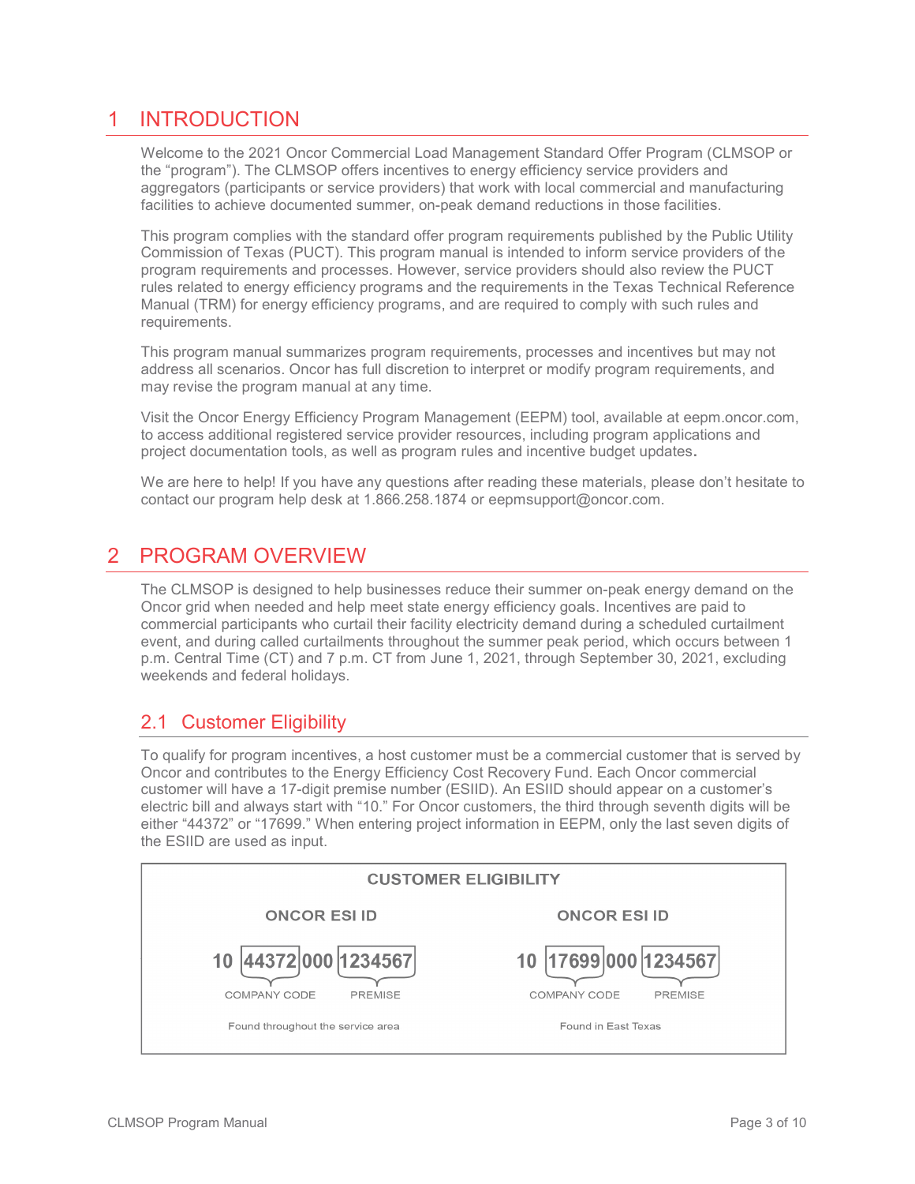# 1 INTRODUCTION

Welcome to the 2021 Oncor Commercial Load Management Standard Offer Program (CLMSOP or the "program"). The CLMSOP offers incentives to energy efficiency service providers and aggregators (participants or service providers) that work with local commercial and manufacturing facilities to achieve documented summer, on-peak demand reductions in those facilities.

This program complies with the standard offer program requirements published by the Public Utility Commission of Texas (PUCT). This program manual is intended to inform service providers of the program requirements and processes. However, service providers should also review the PUCT rules related to energy efficiency programs and the requirements in the Texas Technical Reference Manual (TRM) for energy efficiency programs, and are required to comply with such rules and requirements.

This program manual summarizes program requirements, processes and incentives but may not address all scenarios. Oncor has full discretion to interpret or modify program requirements, and may revise the program manual at any time.

Visit the Oncor Energy Efficiency Program Management (EEPM) tool, available at eepm.oncor.com, to access additional registered service provider resources, including program applications and project documentation tools, as well as program rules and incentive budget updates.

We are here to help! If you have any questions after reading these materials, please don't hesitate to contact our program help desk at 1.866.258.1874 or eepmsupport@oncor.com.

# 2 PROGRAM OVERVIEW

The CLMSOP is designed to help businesses reduce their summer on-peak energy demand on the Oncor grid when needed and help meet state energy efficiency goals. Incentives are paid to commercial participants who curtail their facility electricity demand during a scheduled curtailment event, and during called curtailments throughout the summer peak period, which occurs between 1 p.m. Central Time (CT) and 7 p.m. CT from June 1, 2021, through September 30, 2021, excluding weekends and federal holidays.

## 2.1 Customer Eligibility

To qualify for program incentives, a host customer must be a commercial customer that is served by Oncor and contributes to the Energy Efficiency Cost Recovery Fund. Each Oncor commercial customer will have a 17-digit premise number (ESIID). An ESIID should appear on a customer's electric bill and always start with "10." For Oncor customers, the third through seventh digits will be either "44372" or "17699." When entering project information in EEPM, only the last seven digits of the ESIID are used as input.

**CUSTOMER ELIGIBILITY**

| ONCOR ESI ID | ONCOR ESI ID |
|---|---|
| 10 [44372] 000 [1234567] | 10 [17699] 000 [1234567] |
| 44372 = COMPANY CODE; 1234567 = PREMISE | 17699 = COMPANY CODE; 1234567 = PREMISE |
| Found throughout the service area | Found in East Texas |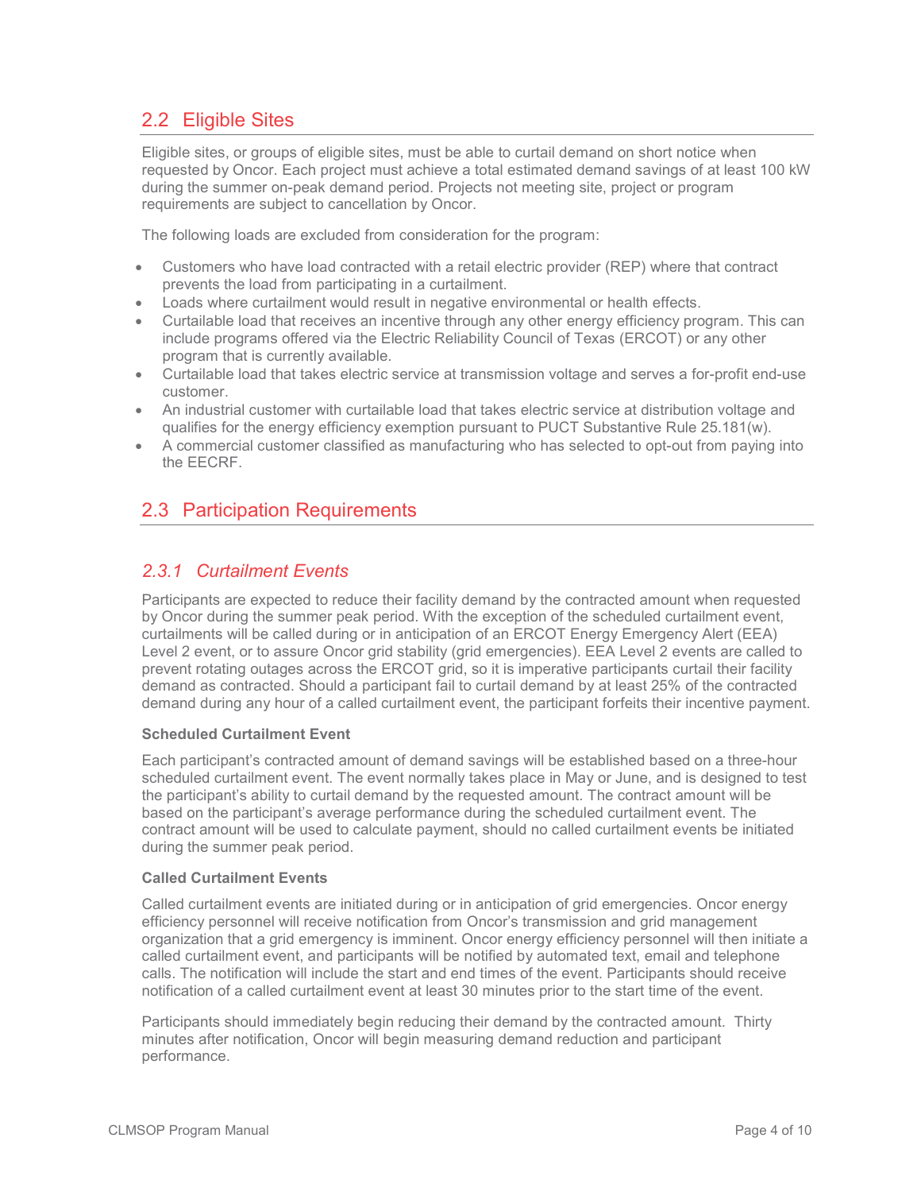## 2.2 Eligible Sites

Eligible sites, or groups of eligible sites, must be able to curtail demand on short notice when requested by Oncor. Each project must achieve a total estimated demand savings of at least 100 kW during the summer on-peak demand period. Projects not meeting site, project or program requirements are subject to cancellation by Oncor.

The following loads are excluded from consideration for the program:

- Customers who have load contracted with a retail electric provider (REP) where that contract prevents the load from participating in a curtailment.
- Loads where curtailment would result in negative environmental or health effects.
- Curtailable load that receives an incentive through any other energy efficiency program. This can include programs offered via the Electric Reliability Council of Texas (ERCOT) or any other program that is currently available.
- Curtailable load that takes electric service at transmission voltage and serves a for-profit end-use customer.
- An industrial customer with curtailable load that takes electric service at distribution voltage and qualifies for the energy efficiency exemption pursuant to PUCT Substantive Rule 25.181(w).
- A commercial customer classified as manufacturing who has selected to opt-out from paying into the EECRF.

## 2.3 Participation Requirements

### *2.3.1 Curtailment Events*

Participants are expected to reduce their facility demand by the contracted amount when requested by Oncor during the summer peak period. With the exception of the scheduled curtailment event, curtailments will be called during or in anticipation of an ERCOT Energy Emergency Alert (EEA) Level 2 event, or to assure Oncor grid stability (grid emergencies). EEA Level 2 events are called to prevent rotating outages across the ERCOT grid, so it is imperative participants curtail their facility demand as contracted. Should a participant fail to curtail demand by at least 25% of the contracted demand during any hour of a called curtailment event, the participant forfeits their incentive payment.

**Scheduled Curtailment Event**

Each participant's contracted amount of demand savings will be established based on a three-hour scheduled curtailment event. The event normally takes place in May or June, and is designed to test the participant's ability to curtail demand by the requested amount. The contract amount will be based on the participant's average performance during the scheduled curtailment event. The contract amount will be used to calculate payment, should no called curtailment events be initiated during the summer peak period.

**Called Curtailment Events**

Called curtailment events are initiated during or in anticipation of grid emergencies. Oncor energy efficiency personnel will receive notification from Oncor's transmission and grid management organization that a grid emergency is imminent. Oncor energy efficiency personnel will then initiate a called curtailment event, and participants will be notified by automated text, email and telephone calls. The notification will include the start and end times of the event. Participants should receive notification of a called curtailment event at least 30 minutes prior to the start time of the event.

Participants should immediately begin reducing their demand by the contracted amount. Thirty minutes after notification, Oncor will begin measuring demand reduction and participant performance.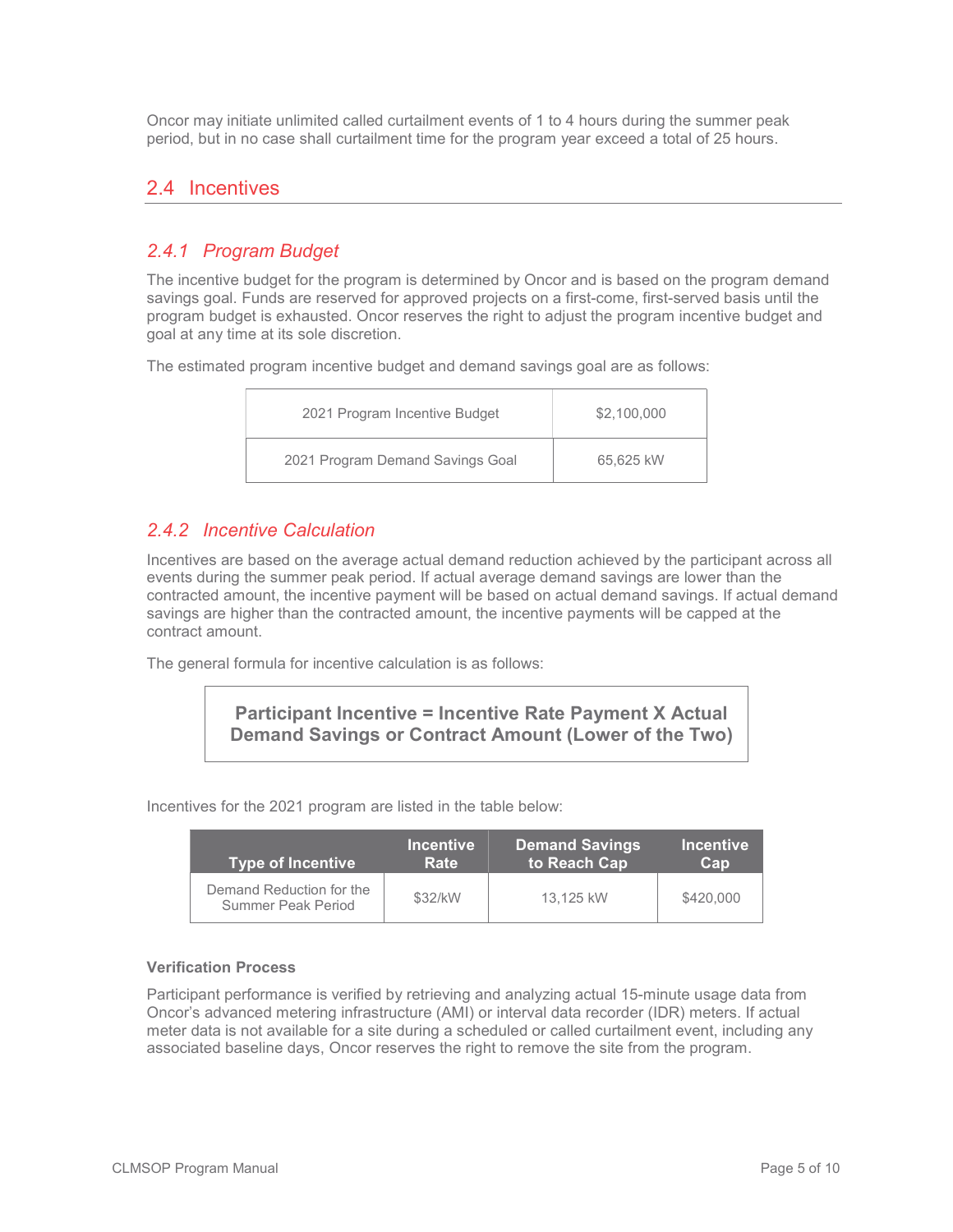Oncor may initiate unlimited called curtailment events of 1 to 4 hours during the summer peak period, but in no case shall curtailment time for the program year exceed a total of 25 hours.

## 2.4 Incentives

### *2.4.1 Program Budget*

The incentive budget for the program is determined by Oncor and is based on the program demand savings goal. Funds are reserved for approved projects on a first-come, first-served basis until the program budget is exhausted. Oncor reserves the right to adjust the program incentive budget and goal at any time at its sole discretion.

The estimated program incentive budget and demand savings goal are as follows:

| | |
|---|---|
| 2021 Program Incentive Budget | $2,100,000 |
| 2021 Program Demand Savings Goal | 65,625 kW |

### *2.4.2 Incentive Calculation*

Incentives are based on the average actual demand reduction achieved by the participant across all events during the summer peak period. If actual average demand savings are lower than the contracted amount, the incentive payment will be based on actual demand savings. If actual demand savings are higher than the contracted amount, the incentive payments will be capped at the contract amount.

The general formula for incentive calculation is as follows:

**Participant Incentive = Incentive Rate Payment X Actual Demand Savings or Contract Amount (Lower of the Two)**

Incentives for the 2021 program are listed in the table below:

| Type of Incentive | Incentive Rate | Demand Savings to Reach Cap | Incentive Cap |
|---|---|---|---|
| Demand Reduction for the Summer Peak Period | $32/kW | 13,125 kW | $420,000 |

**Verification Process**

Participant performance is verified by retrieving and analyzing actual 15-minute usage data from Oncor's advanced metering infrastructure (AMI) or interval data recorder (IDR) meters. If actual meter data is not available for a site during a scheduled or called curtailment event, including any associated baseline days, Oncor reserves the right to remove the site from the program.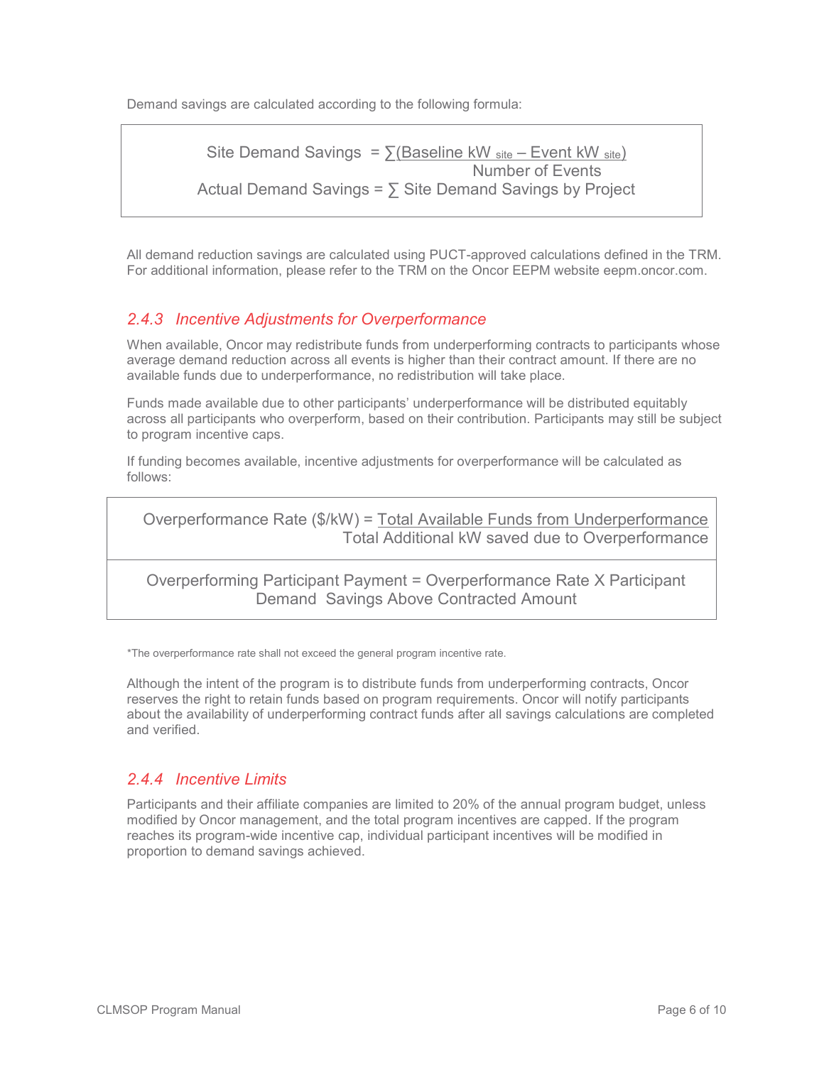Demand savings are calculated according to the following formula:

$$\text{Site Demand Savings} = \frac{\sum(\text{Baseline kW}_{\text{site}} - \text{Event kW}_{\text{site}})}{\text{Number of Events}}$$

$$\text{Actual Demand Savings} = \sum \text{Site Demand Savings by Project}$$

All demand reduction savings are calculated using PUCT-approved calculations defined in the TRM. For additional information, please refer to the TRM on the Oncor EEPM website eepm.oncor.com.

### 2.4.3 Incentive Adjustments for Overperformance

When available, Oncor may redistribute funds from underperforming contracts to participants whose average demand reduction across all events is higher than their contract amount. If there are no available funds due to underperformance, no redistribution will take place.

Funds made available due to other participants' underperformance will be distributed equitably across all participants who overperform, based on their contribution. Participants may still be subject to program incentive caps.

If funding becomes available, incentive adjustments for overperformance will be calculated as follows:

$$\text{Overperformance Rate (\$/kW)} = \frac{\text{Total Available Funds from Underperformance}}{\text{Total Additional kW saved due to Overperformance}}$$

$$\text{Overperforming Participant Payment} = \text{Overperformance Rate} \times \text{Participant Demand Savings Above Contracted Amount}$$

*The overperformance rate shall not exceed the general program incentive rate.

Although the intent of the program is to distribute funds from underperforming contracts, Oncor reserves the right to retain funds based on program requirements. Oncor will notify participants about the availability of underperforming contract funds after all savings calculations are completed and verified.

### 2.4.4 Incentive Limits

Participants and their affiliate companies are limited to 20% of the annual program budget, unless modified by Oncor management, and the total program incentives are capped. If the program reaches its program-wide incentive cap, individual participant incentives will be modified in proportion to demand savings achieved.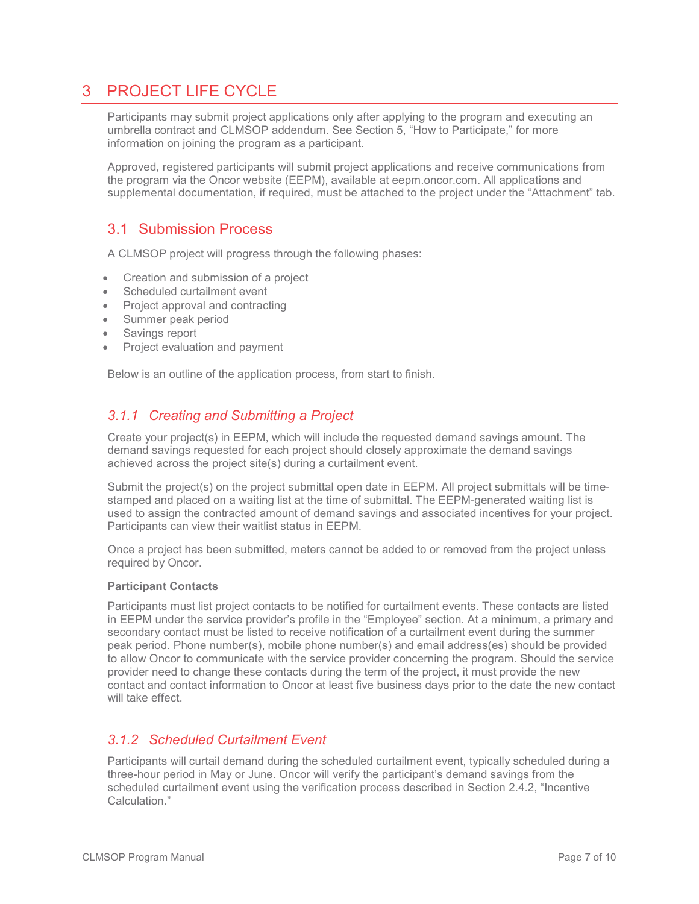# 3 PROJECT LIFE CYCLE

Participants may submit project applications only after applying to the program and executing an umbrella contract and CLMSOP addendum. See Section 5, "How to Participate," for more information on joining the program as a participant.

Approved, registered participants will submit project applications and receive communications from the program via the Oncor website (EEPM), available at eepm.oncor.com. All applications and supplemental documentation, if required, must be attached to the project under the "Attachment" tab.

## 3.1 Submission Process

A CLMSOP project will progress through the following phases:

- Creation and submission of a project
- Scheduled curtailment event
- Project approval and contracting
- Summer peak period
- Savings report
- Project evaluation and payment

Below is an outline of the application process, from start to finish.

### *3.1.1 Creating and Submitting a Project*

Create your project(s) in EEPM, which will include the requested demand savings amount. The demand savings requested for each project should closely approximate the demand savings achieved across the project site(s) during a curtailment event.

Submit the project(s) on the project submittal open date in EEPM. All project submittals will be time-stamped and placed on a waiting list at the time of submittal. The EEPM-generated waiting list is used to assign the contracted amount of demand savings and associated incentives for your project. Participants can view their waitlist status in EEPM.

Once a project has been submitted, meters cannot be added to or removed from the project unless required by Oncor.

**Participant Contacts**

Participants must list project contacts to be notified for curtailment events. These contacts are listed in EEPM under the service provider's profile in the "Employee" section. At a minimum, a primary and secondary contact must be listed to receive notification of a curtailment event during the summer peak period. Phone number(s), mobile phone number(s) and email address(es) should be provided to allow Oncor to communicate with the service provider concerning the program. Should the service provider need to change these contacts during the term of the project, it must provide the new contact and contact information to Oncor at least five business days prior to the date the new contact will take effect.

### *3.1.2 Scheduled Curtailment Event*

Participants will curtail demand during the scheduled curtailment event, typically scheduled during a three-hour period in May or June. Oncor will verify the participant's demand savings from the scheduled curtailment event using the verification process described in Section 2.4.2, "Incentive Calculation."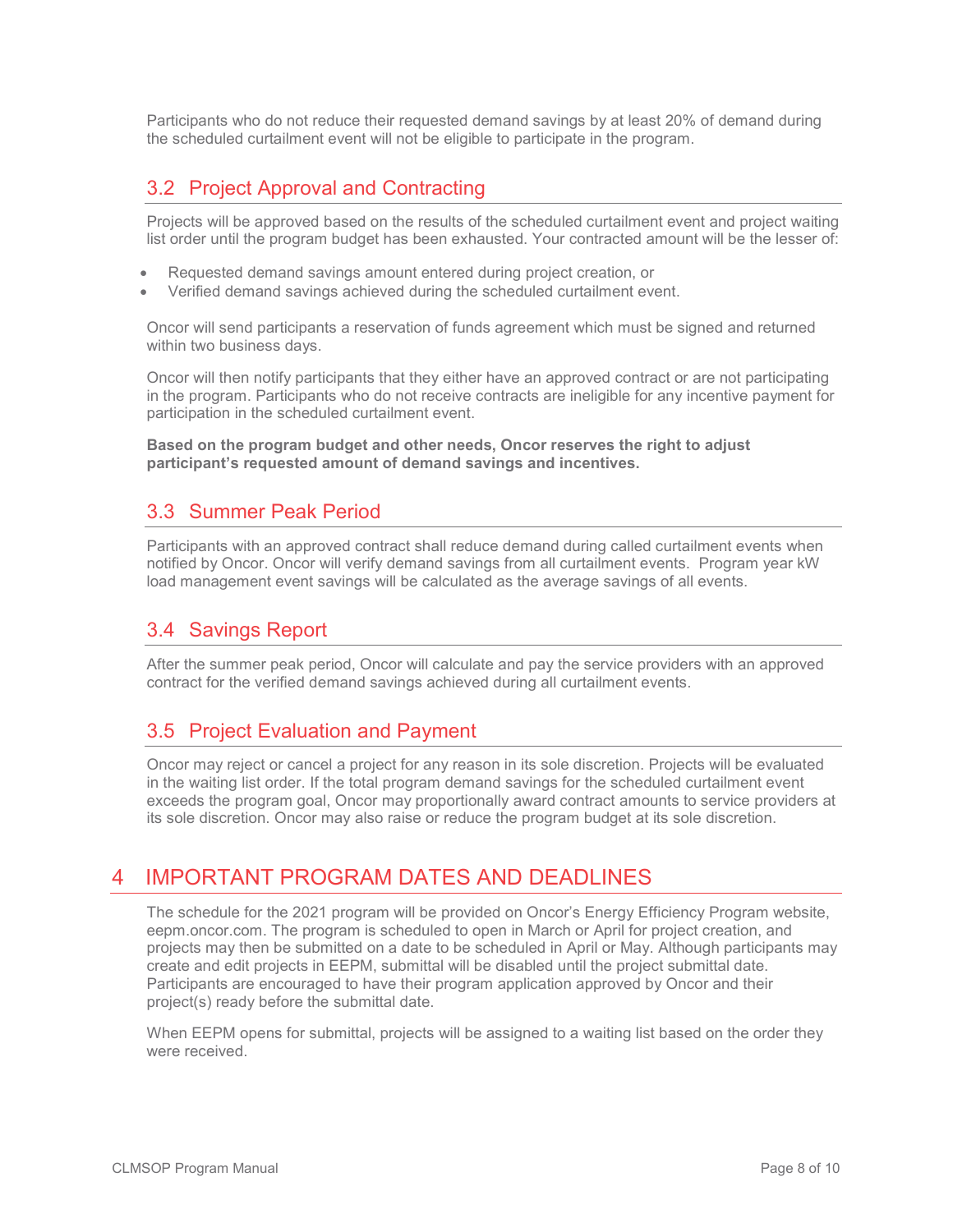Participants who do not reduce their requested demand savings by at least 20% of demand during the scheduled curtailment event will not be eligible to participate in the program.

## 3.2 Project Approval and Contracting

Projects will be approved based on the results of the scheduled curtailment event and project waiting list order until the program budget has been exhausted. Your contracted amount will be the lesser of:

- Requested demand savings amount entered during project creation, or
- Verified demand savings achieved during the scheduled curtailment event.

Oncor will send participants a reservation of funds agreement which must be signed and returned within two business days.

Oncor will then notify participants that they either have an approved contract or are not participating in the program. Participants who do not receive contracts are ineligible for any incentive payment for participation in the scheduled curtailment event.

**Based on the program budget and other needs, Oncor reserves the right to adjust participant's requested amount of demand savings and incentives.**

## 3.3 Summer Peak Period

Participants with an approved contract shall reduce demand during called curtailment events when notified by Oncor. Oncor will verify demand savings from all curtailment events. Program year kW load management event savings will be calculated as the average savings of all events.

## 3.4 Savings Report

After the summer peak period, Oncor will calculate and pay the service providers with an approved contract for the verified demand savings achieved during all curtailment events.

## 3.5 Project Evaluation and Payment

Oncor may reject or cancel a project for any reason in its sole discretion. Projects will be evaluated in the waiting list order. If the total program demand savings for the scheduled curtailment event exceeds the program goal, Oncor may proportionally award contract amounts to service providers at its sole discretion. Oncor may also raise or reduce the program budget at its sole discretion.

# 4 IMPORTANT PROGRAM DATES AND DEADLINES

The schedule for the 2021 program will be provided on Oncor's Energy Efficiency Program website, eepm.oncor.com. The program is scheduled to open in March or April for project creation, and projects may then be submitted on a date to be scheduled in April or May. Although participants may create and edit projects in EEPM, submittal will be disabled until the project submittal date. Participants are encouraged to have their program application approved by Oncor and their project(s) ready before the submittal date.

When EEPM opens for submittal, projects will be assigned to a waiting list based on the order they were received.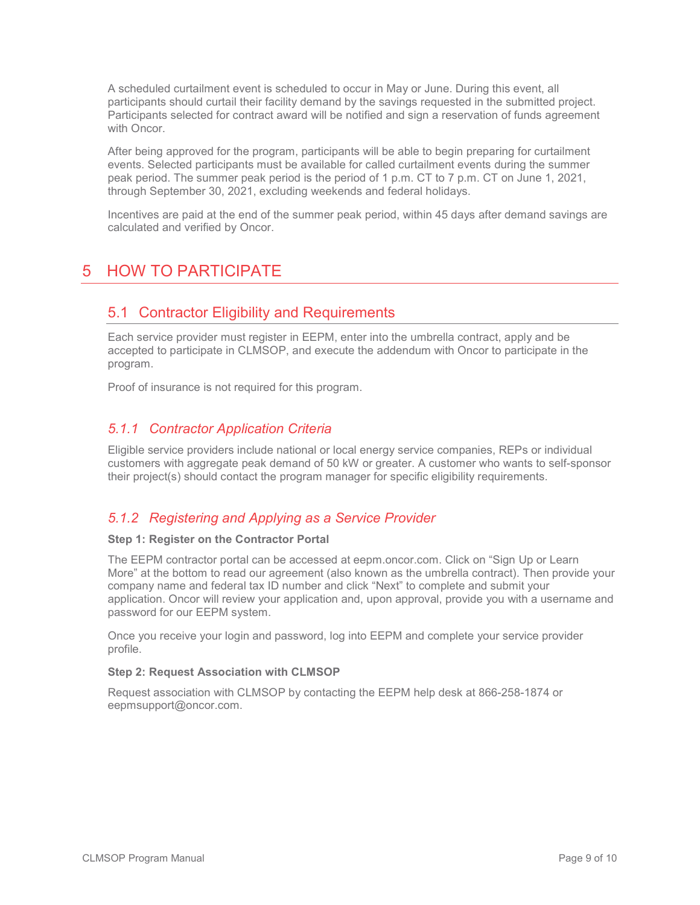A scheduled curtailment event is scheduled to occur in May or June. During this event, all participants should curtail their facility demand by the savings requested in the submitted project. Participants selected for contract award will be notified and sign a reservation of funds agreement with Oncor.

After being approved for the program, participants will be able to begin preparing for curtailment events. Selected participants must be available for called curtailment events during the summer peak period. The summer peak period is the period of 1 p.m. CT to 7 p.m. CT on June 1, 2021, through September 30, 2021, excluding weekends and federal holidays.

Incentives are paid at the end of the summer peak period, within 45 days after demand savings are calculated and verified by Oncor.

# 5 HOW TO PARTICIPATE

## 5.1 Contractor Eligibility and Requirements

Each service provider must register in EEPM, enter into the umbrella contract, apply and be accepted to participate in CLMSOP, and execute the addendum with Oncor to participate in the program.

Proof of insurance is not required for this program.

### *5.1.1 Contractor Application Criteria*

Eligible service providers include national or local energy service companies, REPs or individual customers with aggregate peak demand of 50 kW or greater. A customer who wants to self-sponsor their project(s) should contact the program manager for specific eligibility requirements.

### *5.1.2 Registering and Applying as a Service Provider*

**Step 1: Register on the Contractor Portal**

The EEPM contractor portal can be accessed at eepm.oncor.com. Click on "Sign Up or Learn More" at the bottom to read our agreement (also known as the umbrella contract). Then provide your company name and federal tax ID number and click "Next" to complete and submit your application. Oncor will review your application and, upon approval, provide you with a username and password for our EEPM system.

Once you receive your login and password, log into EEPM and complete your service provider profile.

**Step 2: Request Association with CLMSOP**

Request association with CLMSOP by contacting the EEPM help desk at 866-258-1874 or eepmsupport@oncor.com.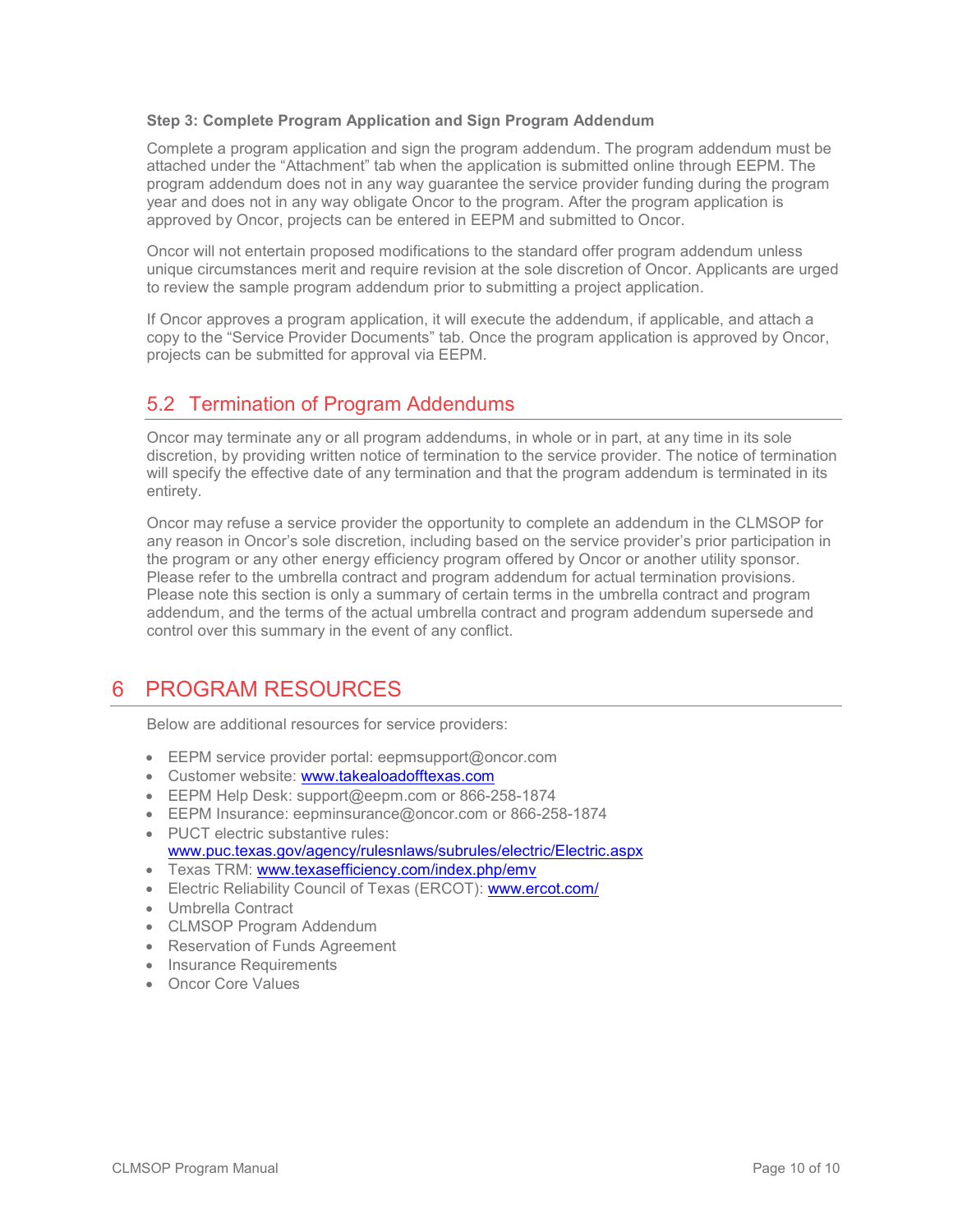**Step 3: Complete Program Application and Sign Program Addendum**

Complete a program application and sign the program addendum. The program addendum must be attached under the "Attachment" tab when the application is submitted online through EEPM. The program addendum does not in any way guarantee the service provider funding during the program year and does not in any way obligate Oncor to the program. After the program application is approved by Oncor, projects can be entered in EEPM and submitted to Oncor.

Oncor will not entertain proposed modifications to the standard offer program addendum unless unique circumstances merit and require revision at the sole discretion of Oncor. Applicants are urged to review the sample program addendum prior to submitting a project application.

If Oncor approves a program application, it will execute the addendum, if applicable, and attach a copy to the "Service Provider Documents" tab. Once the program application is approved by Oncor, projects can be submitted for approval via EEPM.

## 5.2 Termination of Program Addendums

Oncor may terminate any or all program addendums, in whole or in part, at any time in its sole discretion, by providing written notice of termination to the service provider. The notice of termination will specify the effective date of any termination and that the program addendum is terminated in its entirety.

Oncor may refuse a service provider the opportunity to complete an addendum in the CLMSOP for any reason in Oncor's sole discretion, including based on the service provider's prior participation in the program or any other energy efficiency program offered by Oncor or another utility sponsor. Please refer to the umbrella contract and program addendum for actual termination provisions. Please note this section is only a summary of certain terms in the umbrella contract and program addendum, and the terms of the actual umbrella contract and program addendum supersede and control over this summary in the event of any conflict.

# 6 PROGRAM RESOURCES

Below are additional resources for service providers:

- EEPM service provider portal: eepmsupport@oncor.com
- Customer website: www.takealoadofftexas.com
- EEPM Help Desk: support@eepm.com or 866-258-1874
- EEPM Insurance: eepminsurance@oncor.com or 866-258-1874
- PUCT electric substantive rules: www.puc.texas.gov/agency/rulesnlaws/subrules/electric/Electric.aspx
- Texas TRM: www.texasefficiency.com/index.php/emv
- Electric Reliability Council of Texas (ERCOT): www.ercot.com/
- Umbrella Contract
- CLMSOP Program Addendum
- Reservation of Funds Agreement
- Insurance Requirements
- Oncor Core Values